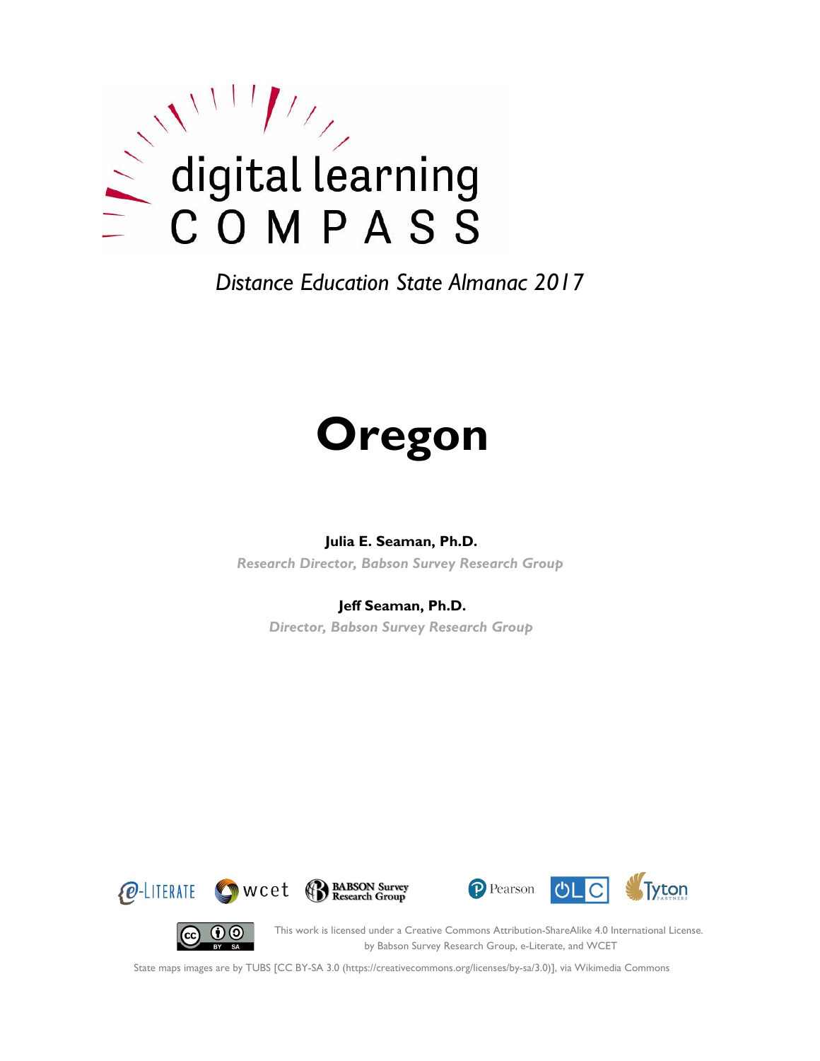digital learning

COMPASS

*Distance Education State Almanac 2017*

# Oregon

**Julia E. Seaman, Ph.D.**

*Research Director, Babson Survey Research Group*

**Jeff Seaman, Ph.D.**

*Director, Babson Survey Research Group*

e-LITERATE wcet BABSON Survey Research Group Pearson OLC Tyton PARTNERS

This work is licensed under a Creative Commons Attribution-ShareAlike 4.0 International License. by Babson Survey Research Group, e-Literate, and WCET

State maps images are by TUBS [CC BY-SA 3.0 (https://creativecommons.org/licenses/by-sa/3.0)], via Wikimedia Commons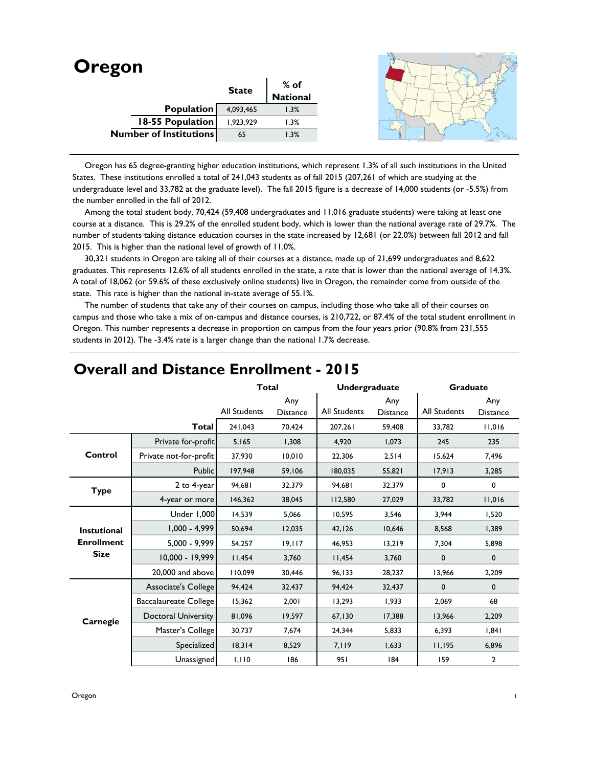# Oregon

| | State | % of National |
|---|---|---|
| Population | 4,093,465 | 1.3% |
| 18-55 Population | 1,923,929 | 1.3% |
| Number of Institutions | 65 | 1.3% |

Oregon has 65 degree-granting higher education institutions, which represent 1.3% of all such institutions in the United States. These institutions enrolled a total of 241,043 students as of fall 2015 (207,261 of which are studying at the undergraduate level and 33,782 at the graduate level). The fall 2015 figure is a decrease of 14,000 students (or -5.5%) from the number enrolled in the fall of 2012.

Among the total student body, 70,424 (59,408 undergraduates and 11,016 graduate students) were taking at least one course at a distance. This is 29.2% of the enrolled student body, which is lower than the national average rate of 29.7%. The number of students taking distance education courses in the state increased by 12,681 (or 22.0%) between fall 2012 and fall 2015. This is higher than the national level of growth of 11.0%.

30,321 students in Oregon are taking all of their courses at a distance, made up of 21,699 undergraduates and 8,622 graduates. This represents 12.6% of all students enrolled in the state, a rate that is lower than the national average of 14.3%. A total of 18,062 (or 59.6% of these exclusively online students) live in Oregon, the remainder come from outside of the state. This rate is higher than the national in-state average of 55.1%.

The number of students that take any of their courses on campus, including those who take all of their courses on campus and those who take a mix of on-campus and distance courses, is 210,722, or 87.4% of the total student enrollment in Oregon. This number represents a decrease in proportion on campus from the four years prior (90.8% from 231,555 students in 2012). The -3.4% rate is a larger change than the national 1.7% decrease.

## Overall and Distance Enrollment - 2015

| | | Total | | Undergraduate | | Graduate | |
|---|---|---|---|---|---|---|---|
| | | All Students | Any Distance | All Students | Any Distance | All Students | Any Distance |
| | **Total** | 241,043 | 70,424 | 207,261 | 59,408 | 33,782 | 11,016 |
| **Control** | Private for-profit | 5,165 | 1,308 | 4,920 | 1,073 | 245 | 235 |
| | Private not-for-profit | 37,930 | 10,010 | 22,306 | 2,514 | 15,624 | 7,496 |
| | Public | 197,948 | 59,106 | 180,035 | 55,821 | 17,913 | 3,285 |
| **Type** | 2 to 4-year | 94,681 | 32,379 | 94,681 | 32,379 | 0 | 0 |
| | 4-year or more | 146,362 | 38,045 | 112,580 | 27,029 | 33,782 | 11,016 |
| **Instutional Enrollment Size** | Under 1,000 | 14,539 | 5,066 | 10,595 | 3,546 | 3,944 | 1,520 |
| | 1,000 - 4,999 | 50,694 | 12,035 | 42,126 | 10,646 | 8,568 | 1,389 |
| | 5,000 - 9,999 | 54,257 | 19,117 | 46,953 | 13,219 | 7,304 | 5,898 |
| | 10,000 - 19,999 | 11,454 | 3,760 | 11,454 | 3,760 | 0 | 0 |
| | 20,000 and above | 110,099 | 30,446 | 96,133 | 28,237 | 13,966 | 2,209 |
| **Carnegie** | Associate's College | 94,424 | 32,437 | 94,424 | 32,437 | 0 | 0 |
| | Baccalaureate College | 15,362 | 2,001 | 13,293 | 1,933 | 2,069 | 68 |
| | Doctoral University | 81,096 | 19,597 | 67,130 | 17,388 | 13,966 | 2,209 |
| | Master's College | 30,737 | 7,674 | 24,344 | 5,833 | 6,393 | 1,841 |
| | Specialized | 18,314 | 8,529 | 7,119 | 1,633 | 11,195 | 6,896 |
| | Unassigned | 1,110 | 186 | 951 | 184 | 159 | 2 |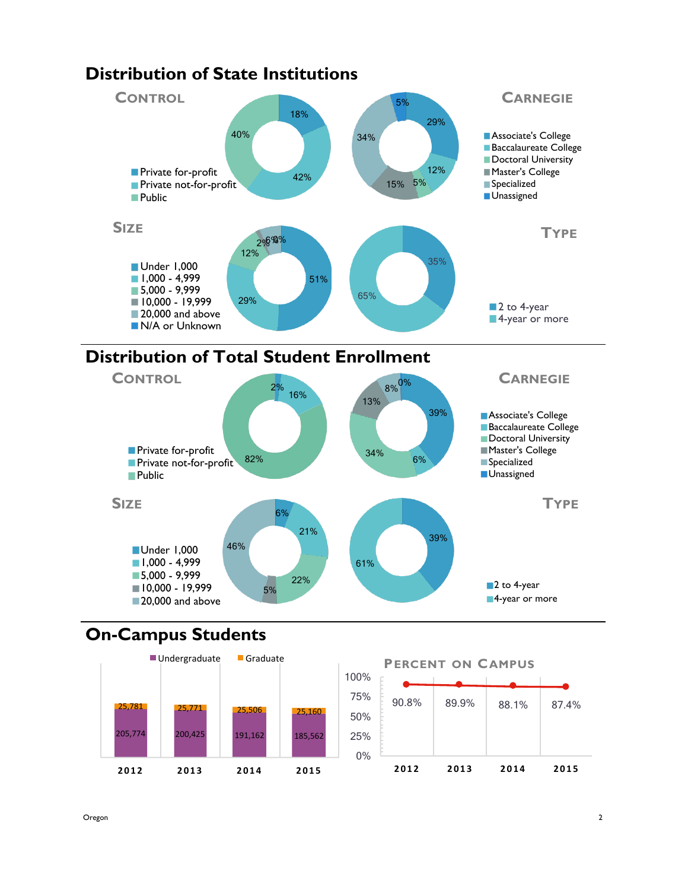# Distribution of State Institutions

## Control

- Private for-profit: 18%
- Private not-for-profit: 42%
- Public: 40%

## Carnegie

- Associate's College: 29%
- Baccalaureate College: 12%
- Doctoral University: 5%
- Master's College: 15%
- Specialized: 34%
- Unassigned: 5%

## Size

- Under 1,000: 51%
- 1,000 - 4,999: 29%
- 5,000 - 9,999: 12%
- 10,000 - 19,999: 2%
- 20,000 and above: 6%
- N/A or Unknown: 0%

## Type

- 2 to 4-year: 35%
- 4-year or more: 65%

# Distribution of Total Student Enrollment

## Control

- Private for-profit: 2%
- Private not-for-profit: 16%
- Public: 82%

## Carnegie

- Associate's College: 39%
- Baccalaureate College: 6%
- Doctoral University: 34%
- Master's College: 13%
- Specialized: 8%
- Unassigned: 0%

## Size

- Under 1,000: 6%
- 1,000 - 4,999: 21%
- 5,000 - 9,999: 22%
- 10,000 - 19,999: 5%
- 20,000 and above: 46%

## Type

- 2 to 4-year: 39%
- 4-year or more: 61%

# On-Campus Students

| | 2012 | 2013 | 2014 | 2015 |
|---|---|---|---|---|
| Undergraduate | 205,774 | 200,425 | 191,162 | 185,562 |
| Graduate | 25,781 | 25,771 | 25,506 | 25,160 |

## Percent on Campus

| 2012 | 2013 | 2014 | 2015 |
|---|---|---|---|
| 90.8% | 89.9% | 88.1% | 87.4% |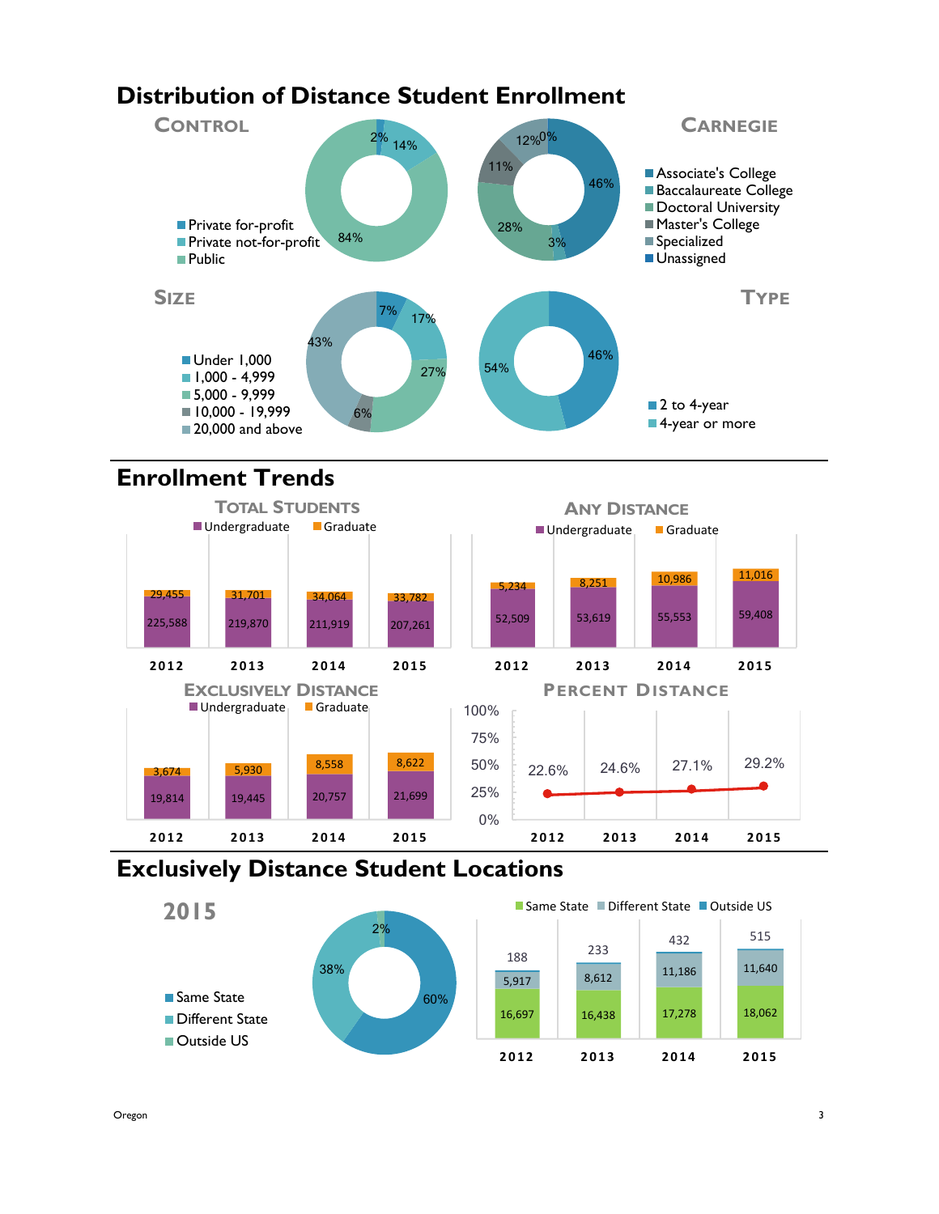# Distribution of Distance Student Enrollment

## Control

| Category | Percent |
|---|---|
| Private for-profit | 2% |
| Private not-for-profit | 14% |
| Public | 84% |

## Carnegie

| Category | Percent |
|---|---|
| Associate's College | 46% |
| Baccalaureate College | 3% |
| Doctoral University | 28% |
| Master's College | 11% |
| Specialized | 12% |
| Unassigned | 0% |

## Size

| Category | Percent |
|---|---|
| Under 1,000 | 7% |
| 1,000 - 4,999 | 17% |
| 5,000 - 9,999 | 27% |
| 10,000 - 19,999 | 6% |
| 20,000 and above | 43% |

## Type

| Category | Percent |
|---|---|
| 2 to 4-year | 46% |
| 4-year or more | 54% |

# Enrollment Trends

## Total Students

| Year | Undergraduate | Graduate |
|---|---|---|
| 2012 | 225,588 | 29,455 |
| 2013 | 219,870 | 31,701 |
| 2014 | 211,919 | 34,064 |
| 2015 | 207,261 | 33,782 |

## Any Distance

| Year | Undergraduate | Graduate |
|---|---|---|
| 2012 | 52,509 | 5,234 |
| 2013 | 53,619 | 8,251 |
| 2014 | 55,553 | 10,986 |
| 2015 | 59,408 | 11,016 |

## Exclusively Distance

| Year | Undergraduate | Graduate |
|---|---|---|
| 2012 | 19,814 | 3,674 |
| 2013 | 19,445 | 5,930 |
| 2014 | 20,757 | 8,558 |
| 2015 | 21,699 | 8,622 |

## Percent Distance

| Year | Percent |
|---|---|
| 2012 | 22.6% |
| 2013 | 24.6% |
| 2014 | 27.1% |
| 2015 | 29.2% |

# Exclusively Distance Student Locations

## 2015

| Location | Percent |
|---|---|
| Same State | 60% |
| Different State | 38% |
| Outside US | 2% |

| Year | Same State | Different State | Outside US |
|---|---|---|---|
| 2012 | 16,697 | 5,917 | 188 |
| 2013 | 16,438 | 8,612 | 233 |
| 2014 | 17,278 | 11,186 | 432 |
| 2015 | 18,062 | 11,640 | 515 |

Oregon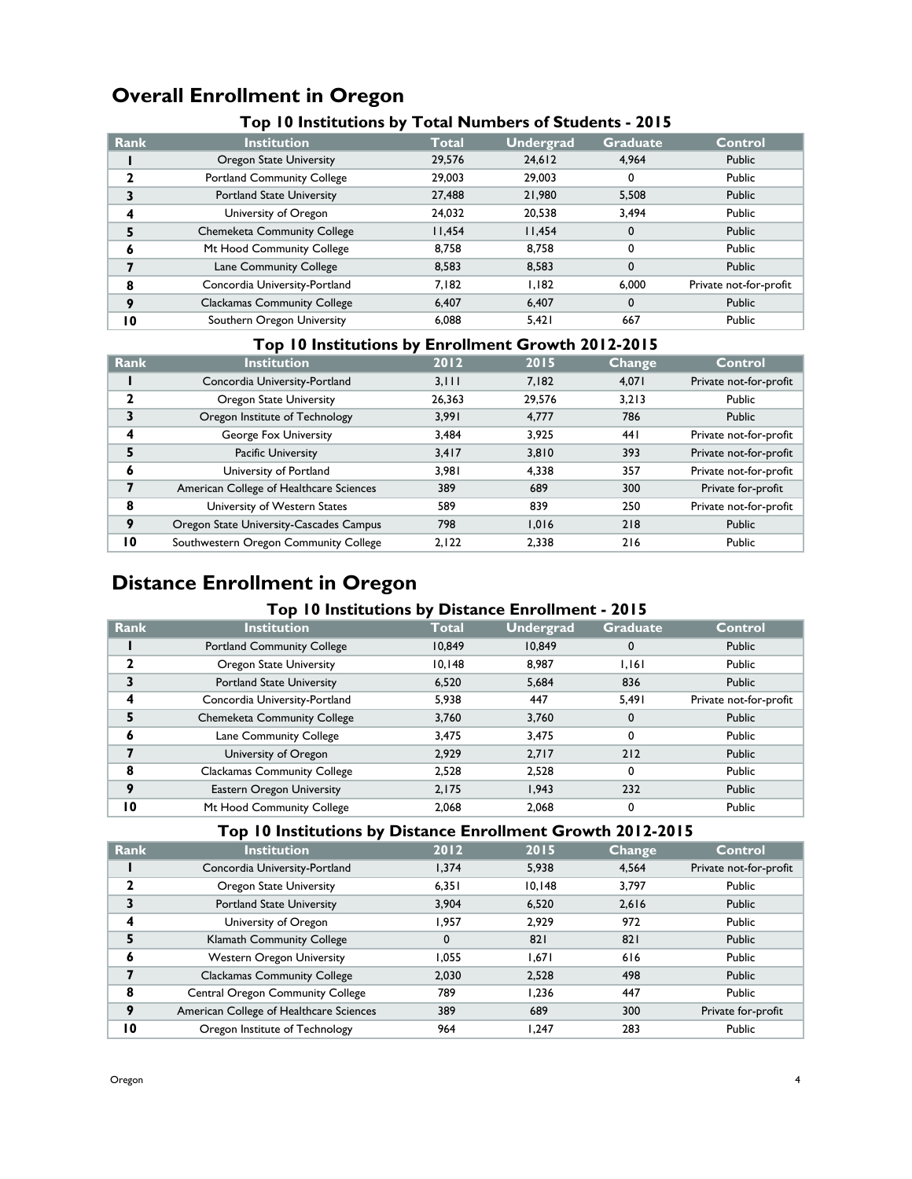## Overall Enrollment in Oregon

### Top 10 Institutions by Total Numbers of Students - 2015

| Rank | Institution | Total | Undergrad | Graduate | Control |
|---|---|---|---|---|---|
| 1 | Oregon State University | 29,576 | 24,612 | 4,964 | Public |
| 2 | Portland Community College | 29,003 | 29,003 | 0 | Public |
| 3 | Portland State University | 27,488 | 21,980 | 5,508 | Public |
| 4 | University of Oregon | 24,032 | 20,538 | 3,494 | Public |
| 5 | Chemeketa Community College | 11,454 | 11,454 | 0 | Public |
| 6 | Mt Hood Community College | 8,758 | 8,758 | 0 | Public |
| 7 | Lane Community College | 8,583 | 8,583 | 0 | Public |
| 8 | Concordia University-Portland | 7,182 | 1,182 | 6,000 | Private not-for-profit |
| 9 | Clackamas Community College | 6,407 | 6,407 | 0 | Public |
| 10 | Southern Oregon University | 6,088 | 5,421 | 667 | Public |

### Top 10 Institutions by Enrollment Growth 2012-2015

| Rank | Institution | 2012 | 2015 | Change | Control |
|---|---|---|---|---|---|
| 1 | Concordia University-Portland | 3,111 | 7,182 | 4,071 | Private not-for-profit |
| 2 | Oregon State University | 26,363 | 29,576 | 3,213 | Public |
| 3 | Oregon Institute of Technology | 3,991 | 4,777 | 786 | Public |
| 4 | George Fox University | 3,484 | 3,925 | 441 | Private not-for-profit |
| 5 | Pacific University | 3,417 | 3,810 | 393 | Private not-for-profit |
| 6 | University of Portland | 3,981 | 4,338 | 357 | Private not-for-profit |
| 7 | American College of Healthcare Sciences | 389 | 689 | 300 | Private for-profit |
| 8 | University of Western States | 589 | 839 | 250 | Private not-for-profit |
| 9 | Oregon State University-Cascades Campus | 798 | 1,016 | 218 | Public |
| 10 | Southwestern Oregon Community College | 2,122 | 2,338 | 216 | Public |

## Distance Enrollment in Oregon

### Top 10 Institutions by Distance Enrollment - 2015

| Rank | Institution | Total | Undergrad | Graduate | Control |
|---|---|---|---|---|---|
| 1 | Portland Community College | 10,849 | 10,849 | 0 | Public |
| 2 | Oregon State University | 10,148 | 8,987 | 1,161 | Public |
| 3 | Portland State University | 6,520 | 5,684 | 836 | Public |
| 4 | Concordia University-Portland | 5,938 | 447 | 5,491 | Private not-for-profit |
| 5 | Chemeketa Community College | 3,760 | 3,760 | 0 | Public |
| 6 | Lane Community College | 3,475 | 3,475 | 0 | Public |
| 7 | University of Oregon | 2,929 | 2,717 | 212 | Public |
| 8 | Clackamas Community College | 2,528 | 2,528 | 0 | Public |
| 9 | Eastern Oregon University | 2,175 | 1,943 | 232 | Public |
| 10 | Mt Hood Community College | 2,068 | 2,068 | 0 | Public |

### Top 10 Institutions by Distance Enrollment Growth 2012-2015

| Rank | Institution | 2012 | 2015 | Change | Control |
|---|---|---|---|---|---|
| 1 | Concordia University-Portland | 1,374 | 5,938 | 4,564 | Private not-for-profit |
| 2 | Oregon State University | 6,351 | 10,148 | 3,797 | Public |
| 3 | Portland State University | 3,904 | 6,520 | 2,616 | Public |
| 4 | University of Oregon | 1,957 | 2,929 | 972 | Public |
| 5 | Klamath Community College | 0 | 821 | 821 | Public |
| 6 | Western Oregon University | 1,055 | 1,671 | 616 | Public |
| 7 | Clackamas Community College | 2,030 | 2,528 | 498 | Public |
| 8 | Central Oregon Community College | 789 | 1,236 | 447 | Public |
| 9 | American College of Healthcare Sciences | 389 | 689 | 300 | Private for-profit |
| 10 | Oregon Institute of Technology | 964 | 1,247 | 283 | Public |